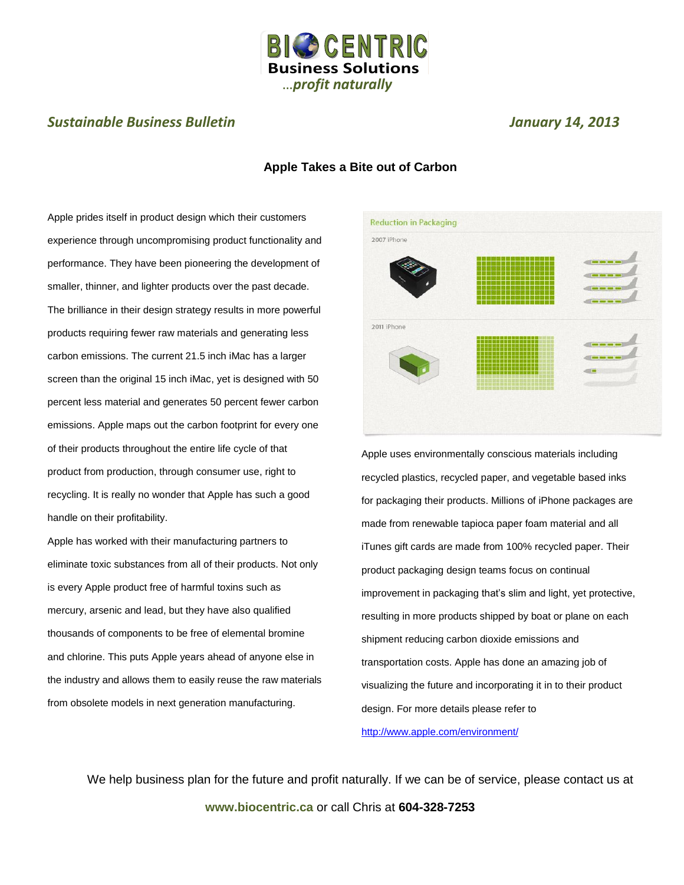**BIOCENTRIC**
**Business Solutions**
*...profit naturally*

***Sustainable Business Bulletin*** ***January 14, 2013***

## Apple Takes a Bite out of Carbon

Apple prides itself in product design which their customers experience through uncompromising product functionality and performance. They have been pioneering the development of smaller, thinner, and lighter products over the past decade. The brilliance in their design strategy results in more powerful products requiring fewer raw materials and generating less carbon emissions. The current 21.5 inch iMac has a larger screen than the original 15 inch iMac, yet is designed with 50 percent less material and generates 50 percent fewer carbon emissions. Apple maps out the carbon footprint for every one of their products throughout the entire life cycle of that product from production, through consumer use, right to recycling. It is really no wonder that Apple has such a good handle on their profitability.

Apple has worked with their manufacturing partners to eliminate toxic substances from all of their products. Not only is every Apple product free of harmful toxins such as mercury, arsenic and lead, but they have also qualified thousands of components to be free of elemental bromine and chlorine. This puts Apple years ahead of anyone else in the industry and allows them to easily reuse the raw materials from obsolete models in next generation manufacturing.

Reduction in Packaging

2007 iPhone

2011 iPhone

Apple uses environmentally conscious materials including recycled plastics, recycled paper, and vegetable based inks for packaging their products. Millions of iPhone packages are made from renewable tapioca paper foam material and all iTunes gift cards are made from 100% recycled paper. Their product packaging design teams focus on continual improvement in packaging that's slim and light, yet protective, resulting in more products shipped by boat or plane on each shipment reducing carbon dioxide emissions and transportation costs. Apple has done an amazing job of visualizing the future and incorporating it in to their product design. For more details please refer to http://www.apple.com/environment/

We help business plan for the future and profit naturally. If we can be of service, please contact us at **www.biocentric.ca** or call Chris at **604-328-7253**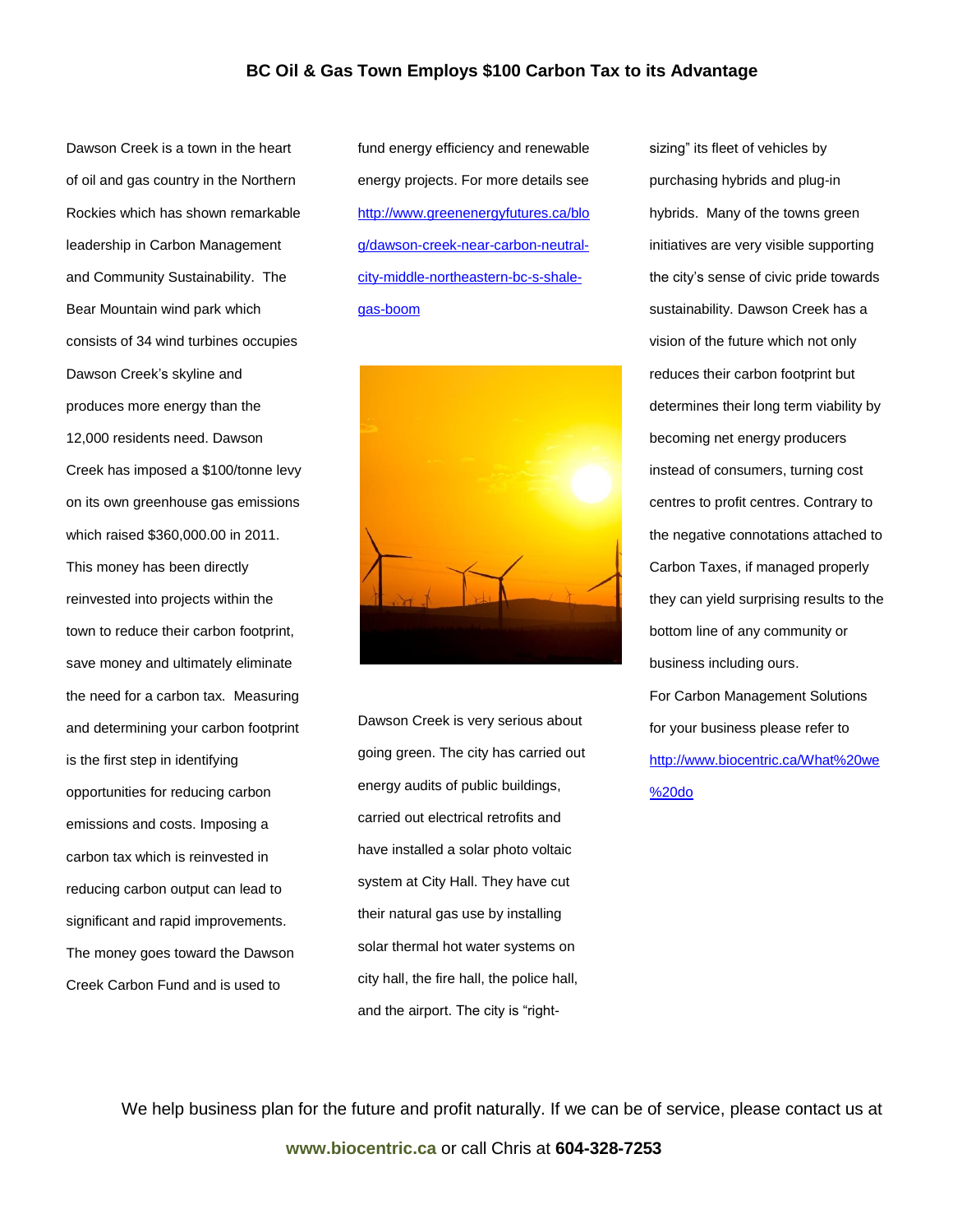## BC Oil & Gas Town Employs $100 Carbon Tax to its Advantage

Dawson Creek is a town in the heart of oil and gas country in the Northern Rockies which has shown remarkable leadership in Carbon Management and Community Sustainability. The Bear Mountain wind park which consists of 34 wind turbines occupies Dawson Creek's skyline and produces more energy than the 12,000 residents need. Dawson Creek has imposed a $100/tonne levy on its own greenhouse gas emissions which raised $360,000.00 in 2011. This money has been directly reinvested into projects within the town to reduce their carbon footprint, save money and ultimately eliminate the need for a carbon tax. Measuring and determining your carbon footprint is the first step in identifying opportunities for reducing carbon emissions and costs. Imposing a carbon tax which is reinvested in reducing carbon output can lead to significant and rapid improvements. The money goes toward the Dawson Creek Carbon Fund and is used to fund energy efficiency and renewable energy projects. For more details see [http://www.greenenergyfutures.ca/blog/dawson-creek-near-carbon-neutral-city-middle-northeastern-bc-s-shale-gas-boom](http://www.greenenergyfutures.ca/blog/dawson-creek-near-carbon-neutral-city-middle-northeastern-bc-s-shale-gas-boom)

Dawson Creek is very serious about going green. The city has carried out energy audits of public buildings, carried out electrical retrofits and have installed a solar photo voltaic system at City Hall. They have cut their natural gas use by installing solar thermal hot water systems on city hall, the fire hall, the police hall, and the airport. The city is "right-sizing" its fleet of vehicles by purchasing hybrids and plug-in hybrids. Many of the towns green initiatives are very visible supporting the city's sense of civic pride towards sustainability. Dawson Creek has a vision of the future which not only reduces their carbon footprint but determines their long term viability by becoming net energy producers instead of consumers, turning cost centres to profit centres. Contrary to the negative connotations attached to Carbon Taxes, if managed properly they can yield surprising results to the bottom line of any community or business including ours.

For Carbon Management Solutions for your business please refer to [http://www.biocentric.ca/What%20we%20do](http://www.biocentric.ca/What%20we%20do)

We help business plan for the future and profit naturally. If we can be of service, please contact us at **www.biocentric.ca** or call Chris at **604-328-7253**